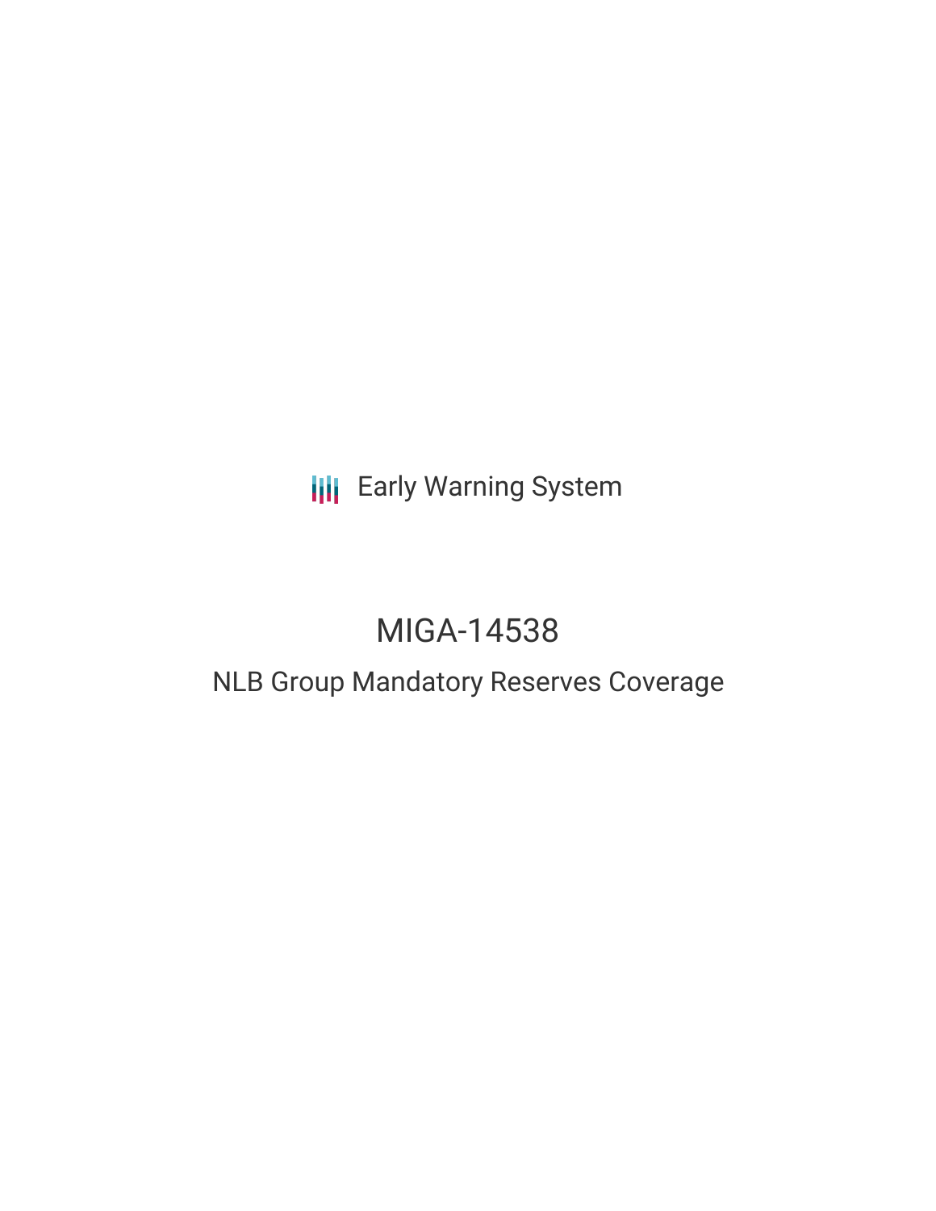Early Warning System

# MIGA-14538

## NLB Group Mandatory Reserves Coverage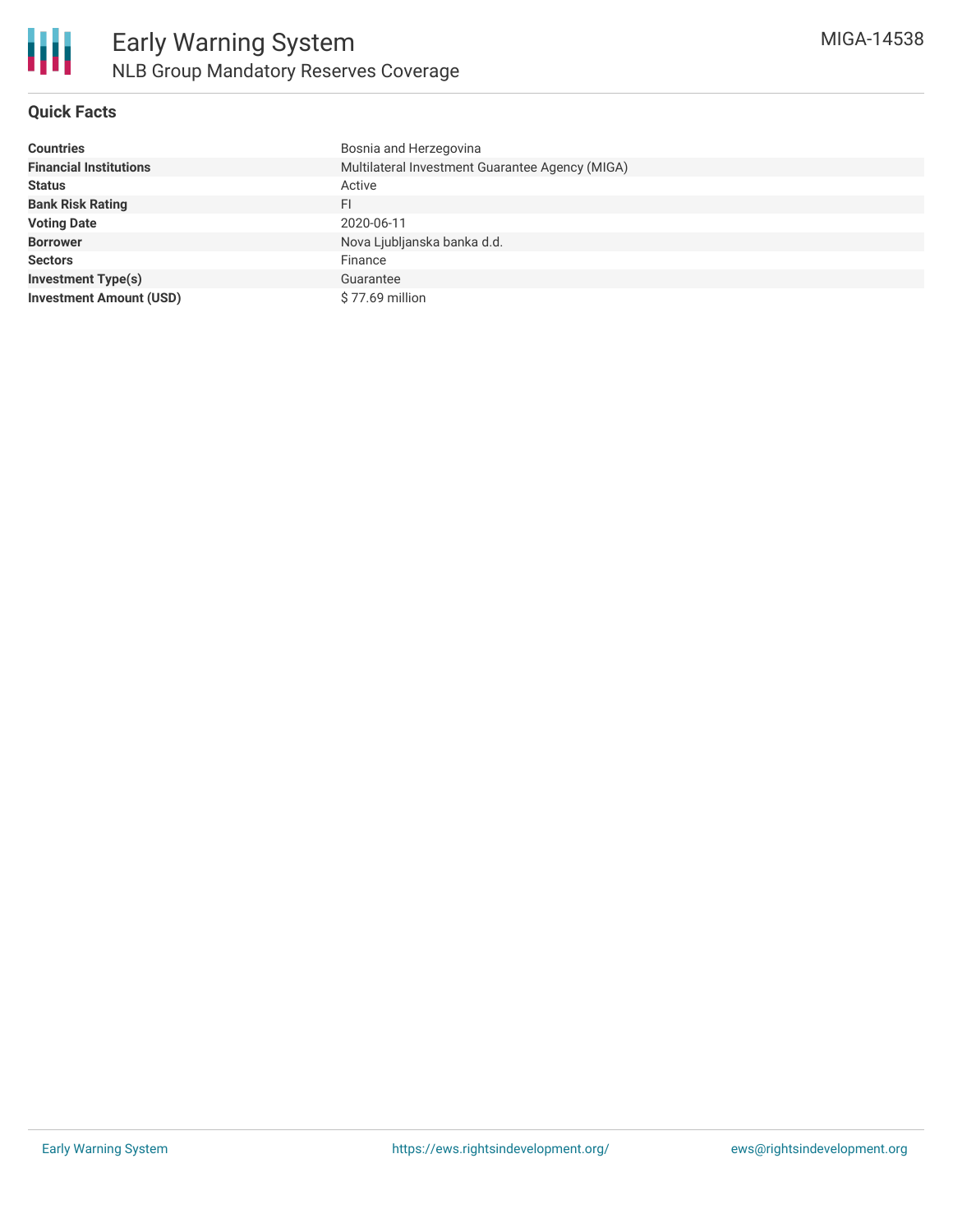# Early Warning System

## NLB Group Mandatory Reserves Coverage

MIGA-14538

### Quick Facts

| | |
|---|---|
| **Countries** | Bosnia and Herzegovina |
| **Financial Institutions** | Multilateral Investment Guarantee Agency (MIGA) |
| **Status** | Active |
| **Bank Risk Rating** | FI |
| **Voting Date** | 2020-06-11 |
| **Borrower** | Nova Ljubljanska banka d.d. |
| **Sectors** | Finance |
| **Investment Type(s)** | Guarantee |
| **Investment Amount (USD)** | $ 77.69 million |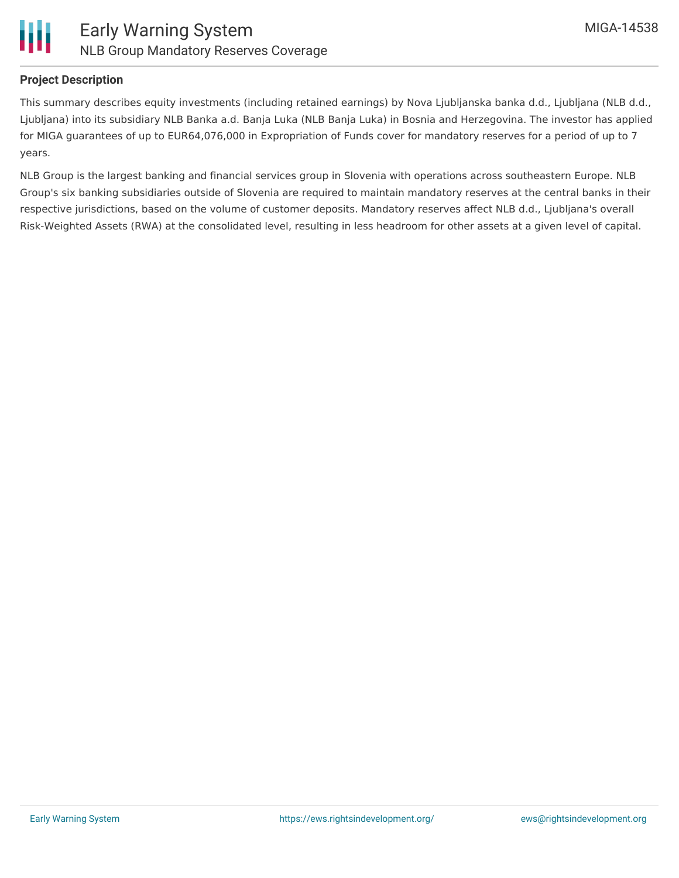## Project Description

This summary describes equity investments (including retained earnings) by Nova Ljubljanska banka d.d., Ljubljana (NLB d.d., Ljubljana) into its subsidiary NLB Banka a.d. Banja Luka (NLB Banja Luka) in Bosnia and Herzegovina. The investor has applied for MIGA guarantees of up to EUR64,076,000 in Expropriation of Funds cover for mandatory reserves for a period of up to 7 years.

NLB Group is the largest banking and financial services group in Slovenia with operations across southeastern Europe. NLB Group's six banking subsidiaries outside of Slovenia are required to maintain mandatory reserves at the central banks in their respective jurisdictions, based on the volume of customer deposits. Mandatory reserves affect NLB d.d., Ljubljana's overall Risk-Weighted Assets (RWA) at the consolidated level, resulting in less headroom for other assets at a given level of capital.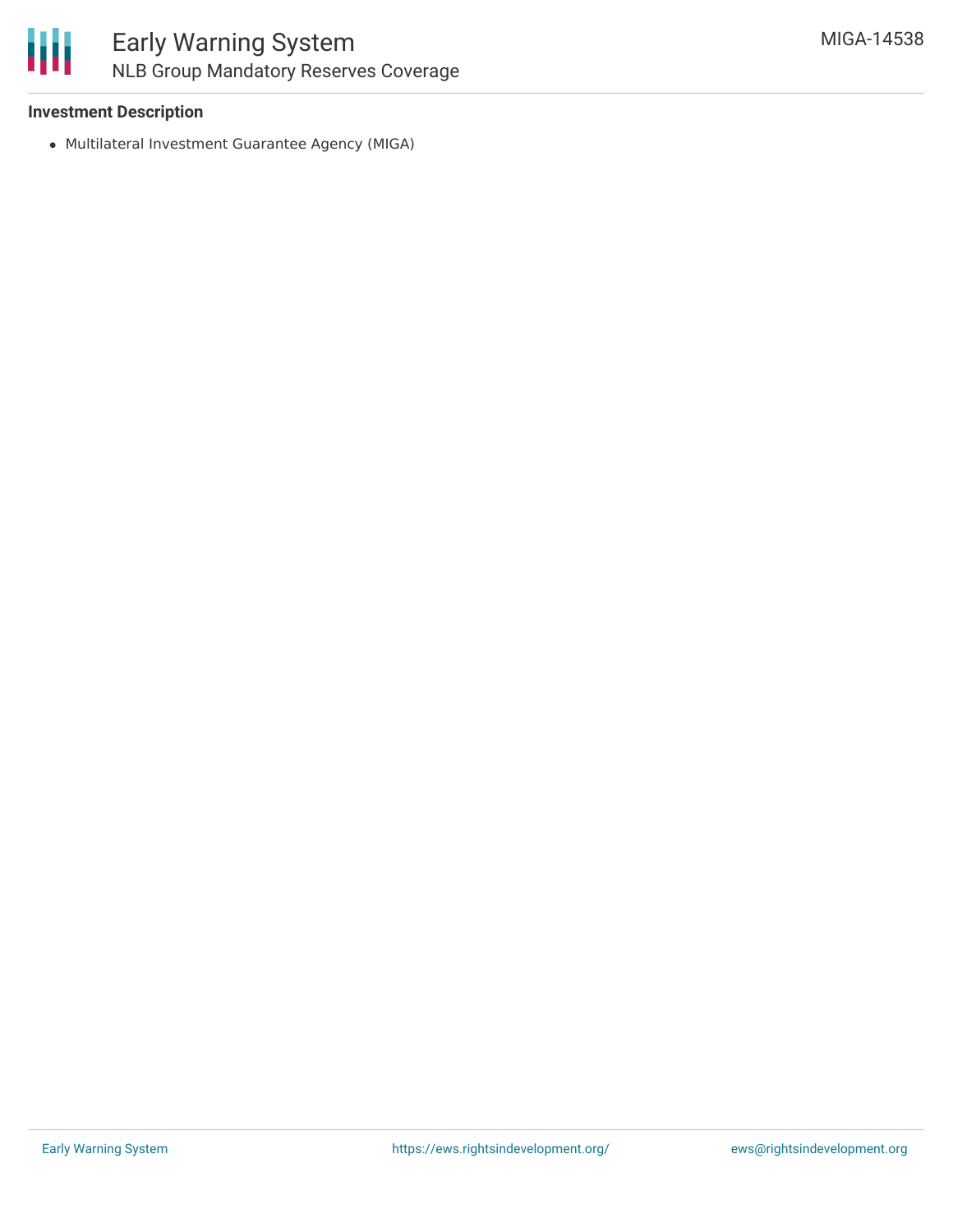**Investment Description**

- Multilateral Investment Guarantee Agency (MIGA)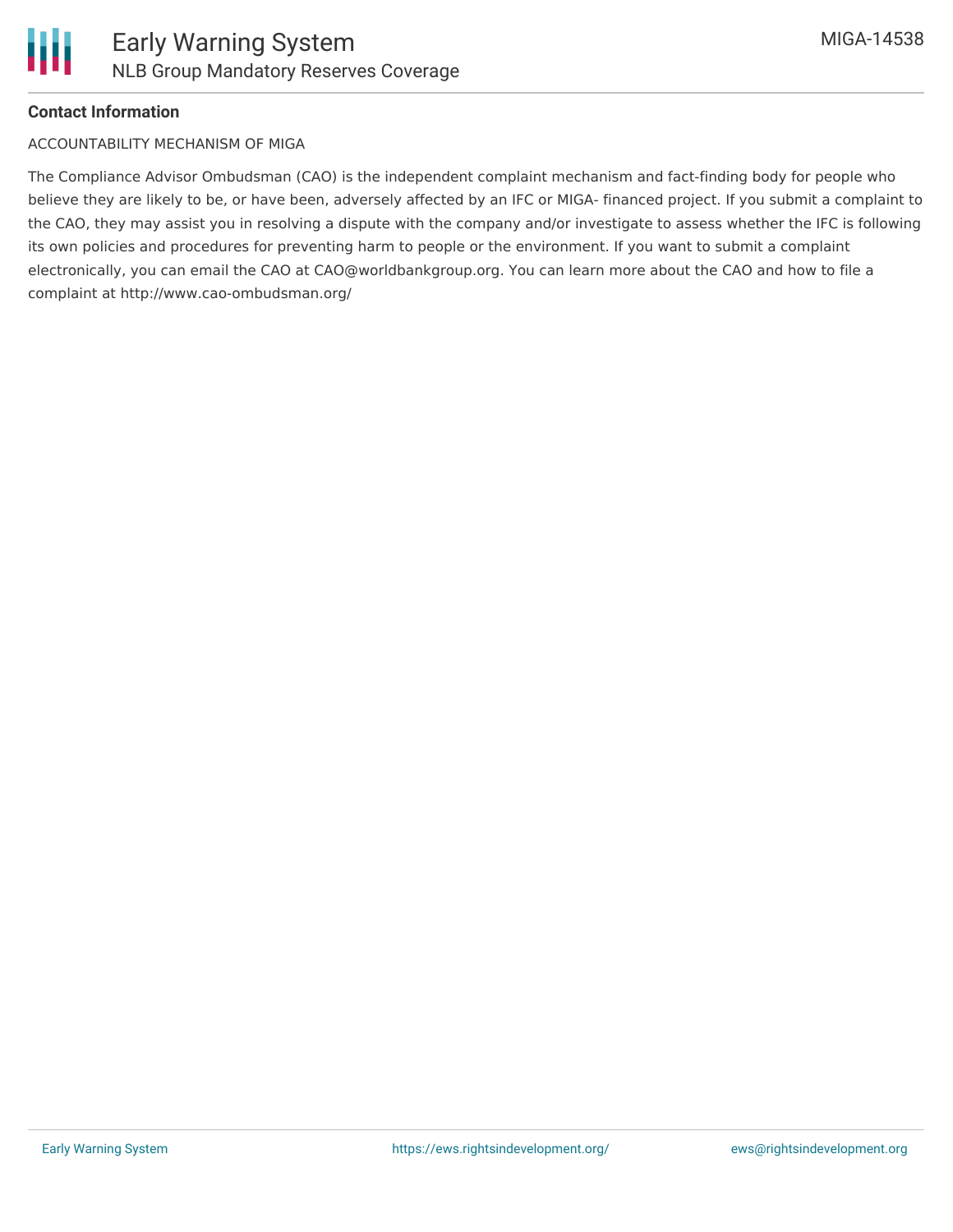**Contact Information**

ACCOUNTABILITY MECHANISM OF MIGA

The Compliance Advisor Ombudsman (CAO) is the independent complaint mechanism and fact-finding body for people who believe they are likely to be, or have been, adversely affected by an IFC or MIGA- financed project. If you submit a complaint to the CAO, they may assist you in resolving a dispute with the company and/or investigate to assess whether the IFC is following its own policies and procedures for preventing harm to people or the environment. If you want to submit a complaint electronically, you can email the CAO at CAO@worldbankgroup.org. You can learn more about the CAO and how to file a complaint at http://www.cao-ombudsman.org/